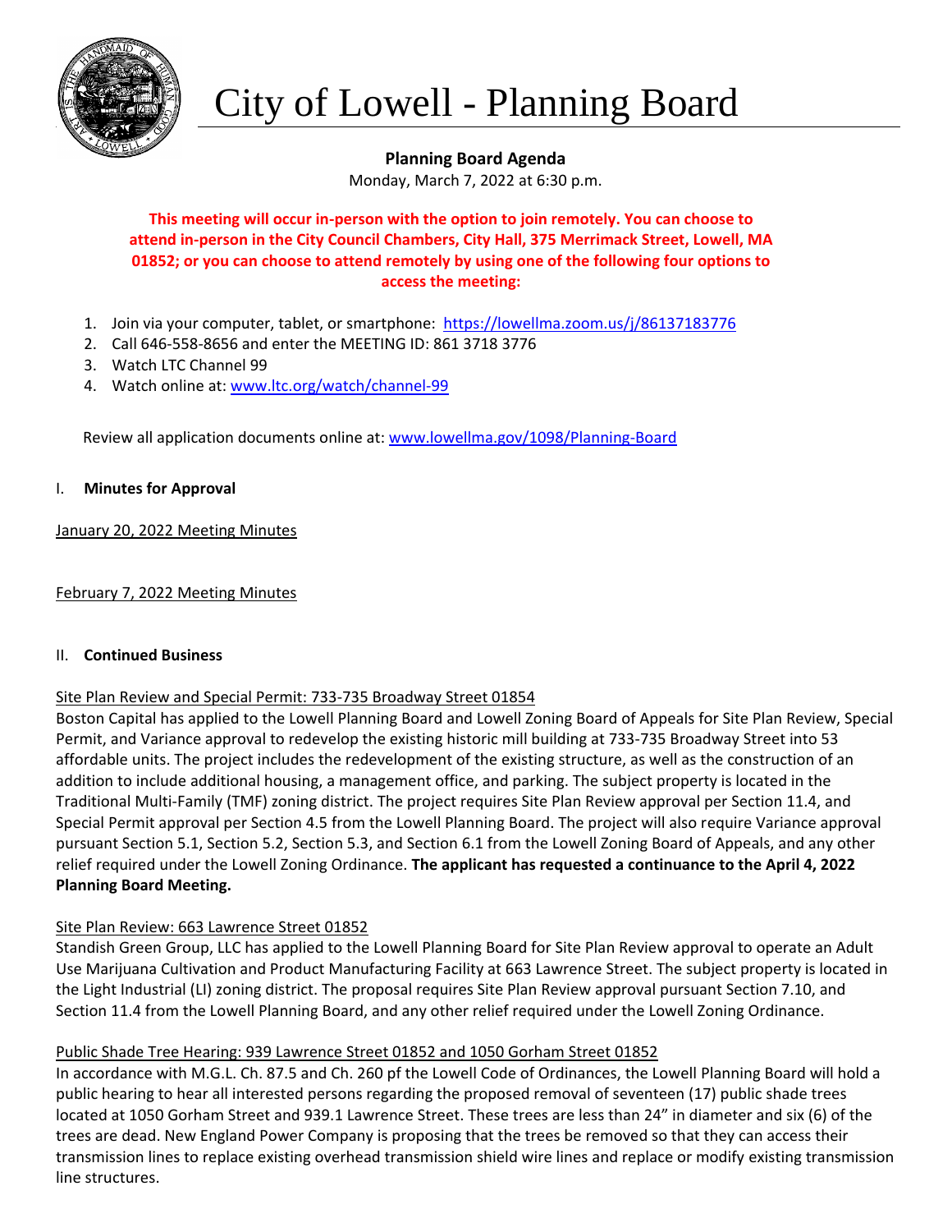# City of Lowell - Planning Board

**Planning Board Agenda**

Monday, March 7, 2022 at 6:30 p.m.

**This meeting will occur in-person with the option to join remotely. You can choose to attend in-person in the City Council Chambers, City Hall, 375 Merrimack Street, Lowell, MA 01852; or you can choose to attend remotely by using one of the following four options to access the meeting:**

1. Join via your computer, tablet, or smartphone: https://lowellma.zoom.us/j/86137183776
2. Call 646-558-8656 and enter the MEETING ID: 861 3718 3776
3. Watch LTC Channel 99
4. Watch online at: www.ltc.org/watch/channel-99

Review all application documents online at: www.lowellma.gov/1098/Planning-Board

## I. Minutes for Approval

January 20, 2022 Meeting Minutes

February 7, 2022 Meeting Minutes

## II. Continued Business

### Site Plan Review and Special Permit: 733-735 Broadway Street 01854

Boston Capital has applied to the Lowell Planning Board and Lowell Zoning Board of Appeals for Site Plan Review, Special Permit, and Variance approval to redevelop the existing historic mill building at 733-735 Broadway Street into 53 affordable units. The project includes the redevelopment of the existing structure, as well as the construction of an addition to include additional housing, a management office, and parking. The subject property is located in the Traditional Multi-Family (TMF) zoning district. The project requires Site Plan Review approval per Section 11.4, and Special Permit approval per Section 4.5 from the Lowell Planning Board. The project will also require Variance approval pursuant Section 5.1, Section 5.2, Section 5.3, and Section 6.1 from the Lowell Zoning Board of Appeals, and any other relief required under the Lowell Zoning Ordinance. **The applicant has requested a continuance to the April 4, 2022 Planning Board Meeting.**

### Site Plan Review: 663 Lawrence Street 01852

Standish Green Group, LLC has applied to the Lowell Planning Board for Site Plan Review approval to operate an Adult Use Marijuana Cultivation and Product Manufacturing Facility at 663 Lawrence Street. The subject property is located in the Light Industrial (LI) zoning district. The proposal requires Site Plan Review approval pursuant Section 7.10, and Section 11.4 from the Lowell Planning Board, and any other relief required under the Lowell Zoning Ordinance.

### Public Shade Tree Hearing: 939 Lawrence Street 01852 and 1050 Gorham Street 01852

In accordance with M.G.L. Ch. 87.5 and Ch. 260 pf the Lowell Code of Ordinances, the Lowell Planning Board will hold a public hearing to hear all interested persons regarding the proposed removal of seventeen (17) public shade trees located at 1050 Gorham Street and 939.1 Lawrence Street. These trees are less than 24" in diameter and six (6) of the trees are dead. New England Power Company is proposing that the trees be removed so that they can access their transmission lines to replace existing overhead transmission shield wire lines and replace or modify existing transmission line structures.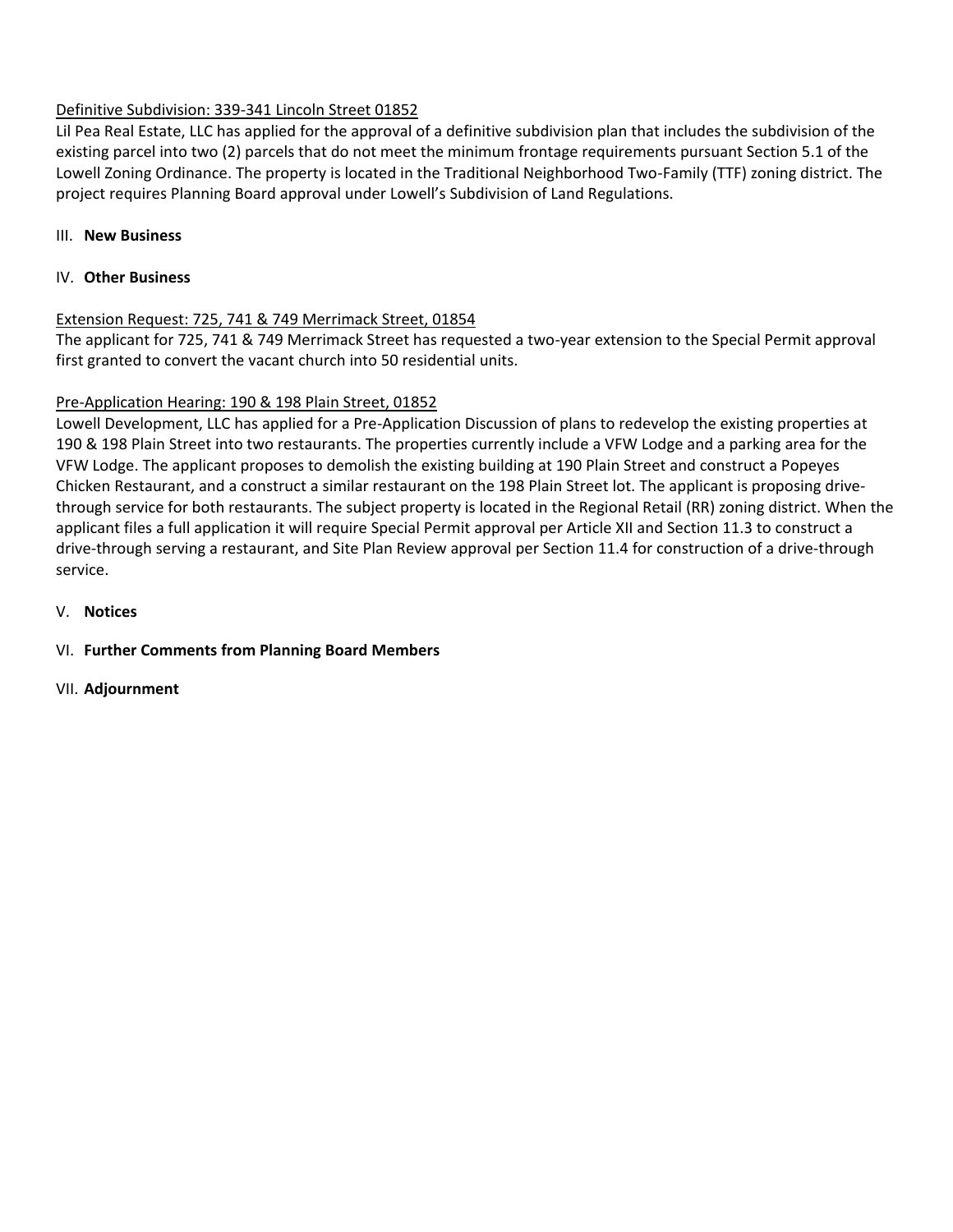Definitive Subdivision: 339-341 Lincoln Street 01852

Lil Pea Real Estate, LLC has applied for the approval of a definitive subdivision plan that includes the subdivision of the existing parcel into two (2) parcels that do not meet the minimum frontage requirements pursuant Section 5.1 of the Lowell Zoning Ordinance. The property is located in the Traditional Neighborhood Two-Family (TTF) zoning district. The project requires Planning Board approval under Lowell's Subdivision of Land Regulations.

III. **New Business**

IV. **Other Business**

Extension Request: 725, 741 & 749 Merrimack Street, 01854

The applicant for 725, 741 & 749 Merrimack Street has requested a two-year extension to the Special Permit approval first granted to convert the vacant church into 50 residential units.

Pre-Application Hearing: 190 & 198 Plain Street, 01852

Lowell Development, LLC has applied for a Pre-Application Discussion of plans to redevelop the existing properties at 190 & 198 Plain Street into two restaurants. The properties currently include a VFW Lodge and a parking area for the VFW Lodge. The applicant proposes to demolish the existing building at 190 Plain Street and construct a Popeyes Chicken Restaurant, and a construct a similar restaurant on the 198 Plain Street lot. The applicant is proposing drive-through service for both restaurants. The subject property is located in the Regional Retail (RR) zoning district. When the applicant files a full application it will require Special Permit approval per Article XII and Section 11.3 to construct a drive-through serving a restaurant, and Site Plan Review approval per Section 11.4 for construction of a drive-through service.

V. **Notices**

VI. **Further Comments from Planning Board Members**

VII. **Adjournment**